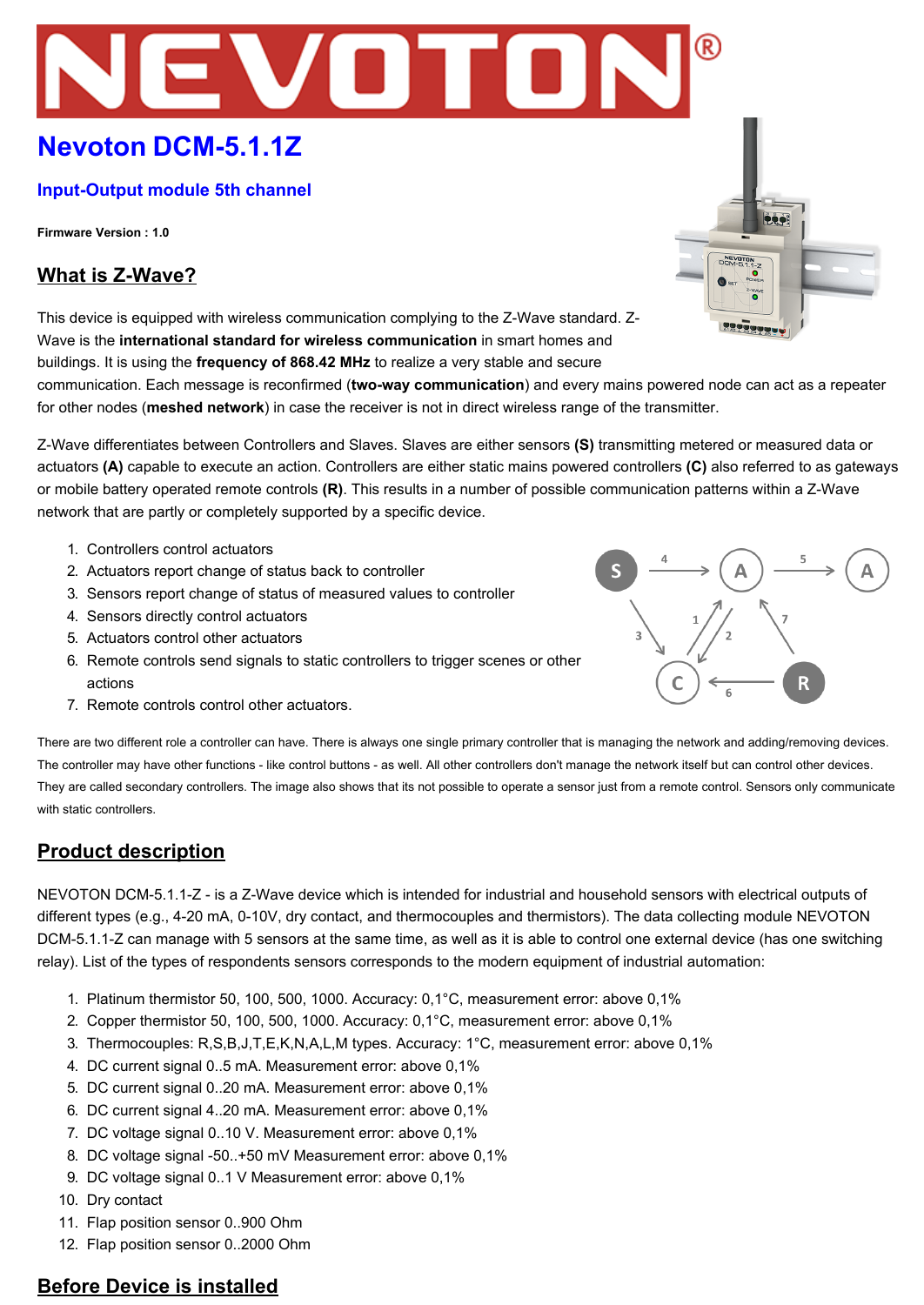# NEVOTON®

# Nevoton DCM-5.1.1Z

## Input-Output module 5th channel

**Firmware Version : 1.0**

## What is Z-Wave?

This device is equipped with wireless communication complying to the Z-Wave standard. Z-Wave is the **international standard for wireless communication** in smart homes and buildings. It is using the **frequency of 868.42 MHz** to realize a very stable and secure communication. Each message is reconfirmed (**two-way communication**) and every mains powered node can act as a repeater for other nodes (**meshed network**) in case the receiver is not in direct wireless range of the transmitter.

Z-Wave differentiates between Controllers and Slaves. Slaves are either sensors **(S)** transmitting metered or measured data or actuators **(A)** capable to execute an action. Controllers are either static mains powered controllers **(C)** also referred to as gateways or mobile battery operated remote controls **(R)**. This results in a number of possible communication patterns within a Z-Wave network that are partly or completely supported by a specific device.

1. Controllers control actuators
2. Actuators report change of status back to controller
3. Sensors report change of status of measured values to controller
4. Sensors directly control actuators
5. Actuators control other actuators
6. Remote controls send signals to static controllers to trigger scenes or other actions
7. Remote controls control other actuators.

There are two different role a controller can have. There is always one single primary controller that is managing the network and adding/removing devices. The controller may have other functions - like control buttons - as well. All other controllers don't manage the network itself but can control other devices. They are called secondary controllers. The image also shows that its not possible to operate a sensor just from a remote control. Sensors only communicate with static controllers.

## Product description

NEVOTON DCM-5.1.1-Z - is a Z-Wave device which is intended for industrial and household sensors with electrical outputs of different types (e.g., 4-20 mA, 0-10V, dry contact, and thermocouples and thermistors). The data collecting module NEVOTON DCM-5.1.1-Z can manage with 5 sensors at the same time, as well as it is able to control one external device (has one switching relay). List of the types of respondents sensors corresponds to the modern equipment of industrial automation:

1. Platinum thermistor 50, 100, 500, 1000. Accuracy: 0,1°C, measurement error: above 0,1%
2. Copper thermistor 50, 100, 500, 1000. Accuracy: 0,1°C, measurement error: above 0,1%
3. Thermocouples: R,S,B,J,T,E,K,N,A,L,M types. Accuracy: 1°C, measurement error: above 0,1%
4. DC current signal 0..5 mA. Measurement error: above 0,1%
5. DC current signal 0..20 mA. Measurement error: above 0,1%
6. DC current signal 4..20 mA. Measurement error: above 0,1%
7. DC voltage signal 0..10 V. Measurement error: above 0,1%
8. DC voltage signal -50..+50 mV Measurement error: above 0,1%
9. DC voltage signal 0..1 V Measurement error: above 0,1%
10. Dry contact
11. Flap position sensor 0..900 Ohm
12. Flap position sensor 0..2000 Ohm

## Before Device is installed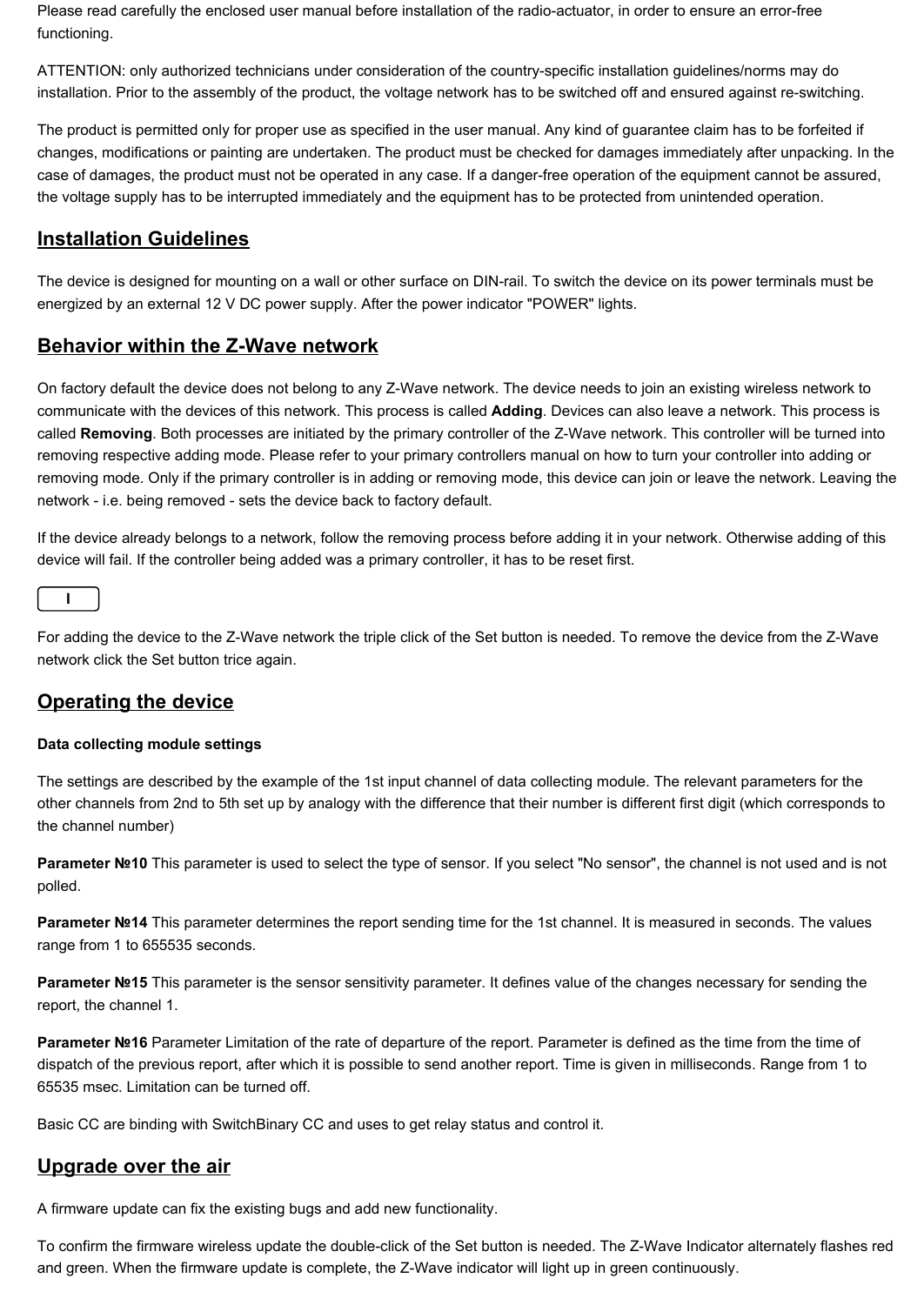Please read carefully the enclosed user manual before installation of the radio-actuator, in order to ensure an error-free functioning.

ATTENTION: only authorized technicians under consideration of the country-specific installation guidelines/norms may do installation. Prior to the assembly of the product, the voltage network has to be switched off and ensured against re-switching.

The product is permitted only for proper use as specified in the user manual. Any kind of guarantee claim has to be forfeited if changes, modifications or painting are undertaken. The product must be checked for damages immediately after unpacking. In the case of damages, the product must not be operated in any case. If a danger-free operation of the equipment cannot be assured, the voltage supply has to be interrupted immediately and the equipment has to be protected from unintended operation.

## Installation Guidelines

The device is designed for mounting on a wall or other surface on DIN-rail. To switch the device on its power terminals must be energized by an external 12 V DC power supply. After the power indicator "POWER" lights.

## Behavior within the Z-Wave network

On factory default the device does not belong to any Z-Wave network. The device needs to join an existing wireless network to communicate with the devices of this network. This process is called **Adding**. Devices can also leave a network. This process is called **Removing**. Both processes are initiated by the primary controller of the Z-Wave network. This controller will be turned into removing respective adding mode. Please refer to your primary controllers manual on how to turn your controller into adding or removing mode. Only if the primary controller is in adding or removing mode, this device can join or leave the network. Leaving the network - i.e. being removed - sets the device back to factory default.

If the device already belongs to a network, follow the removing process before adding it in your network. Otherwise adding of this device will fail. If the controller being added was a primary controller, it has to be reset first.

I

For adding the device to the Z-Wave network the triple click of the Set button is needed. To remove the device from the Z-Wave network click the Set button trice again.

## Operating the device

### Data collecting module settings

The settings are described by the example of the 1st input channel of data collecting module. The relevant parameters for the other channels from 2nd to 5th set up by analogy with the difference that their number is different first digit (which corresponds to the channel number)

**Parameter №10** This parameter is used to select the type of sensor. If you select "No sensor", the channel is not used and is not polled.

**Parameter №14** This parameter determines the report sending time for the 1st channel. It is measured in seconds. The values range from 1 to 655535 seconds.

**Parameter №15** This parameter is the sensor sensitivity parameter. It defines value of the changes necessary for sending the report, the channel 1.

**Parameter №16** Parameter Limitation of the rate of departure of the report. Parameter is defined as the time from the time of dispatch of the previous report, after which it is possible to send another report. Time is given in milliseconds. Range from 1 to 65535 msec. Limitation can be turned off.

Basic CC are binding with SwitchBinary CC and uses to get relay status and control it.

## Upgrade over the air

A firmware update can fix the existing bugs and add new functionality.

To confirm the firmware wireless update the double-click of the Set button is needed. The Z-Wave Indicator alternately flashes red and green. When the firmware update is complete, the Z-Wave indicator will light up in green continuously.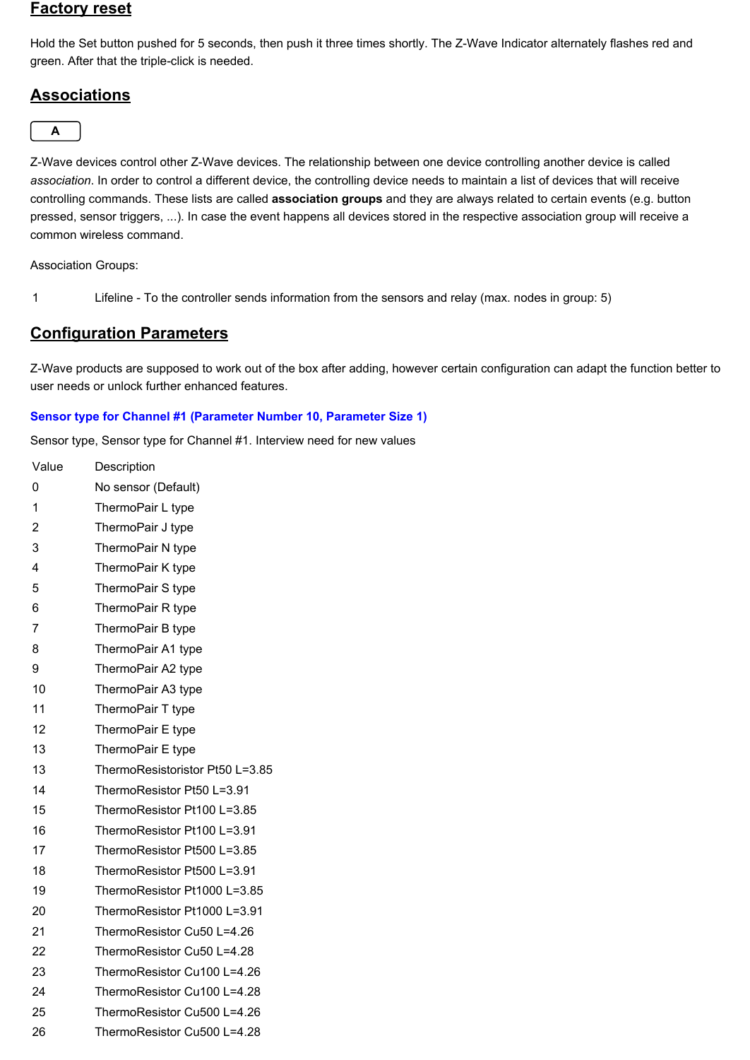## Factory reset

Hold the Set button pushed for 5 seconds, then push it three times shortly. The Z-Wave Indicator alternately flashes red and green. After that the triple-click is needed.

## Associations

A

Z-Wave devices control other Z-Wave devices. The relationship between one device controlling another device is called *association*. In order to control a different device, the controlling device needs to maintain a list of devices that will receive controlling commands. These lists are called **association groups** and they are always related to certain events (e.g. button pressed, sensor triggers, ...). In case the event happens all devices stored in the respective association group will receive a common wireless command.

Association Groups:

| | |
|---|---|
| 1 | Lifeline - To the controller sends information from the sensors and relay (max. nodes in group: 5) |

## Configuration Parameters

Z-Wave products are supposed to work out of the box after adding, however certain configuration can adapt the function better to user needs or unlock further enhanced features.

### Sensor type for Channel #1 (Parameter Number 10, Parameter Size 1)

Sensor type, Sensor type for Channel #1. Interview need for new values

| Value | Description |
|---|---|
| 0 | No sensor (Default) |
| 1 | ThermoPair L type |
| 2 | ThermoPair J type |
| 3 | ThermoPair N type |
| 4 | ThermoPair K type |
| 5 | ThermoPair S type |
| 6 | ThermoPair R type |
| 7 | ThermoPair B type |
| 8 | ThermoPair A1 type |
| 9 | ThermoPair A2 type |
| 10 | ThermoPair A3 type |
| 11 | ThermoPair T type |
| 12 | ThermoPair E type |
| 13 | ThermoPair E type |
| 13 | ThermoResistoristor Pt50 L=3.85 |
| 14 | ThermoResistor Pt50 L=3.91 |
| 15 | ThermoResistor Pt100 L=3.85 |
| 16 | ThermoResistor Pt100 L=3.91 |
| 17 | ThermoResistor Pt500 L=3.85 |
| 18 | ThermoResistor Pt500 L=3.91 |
| 19 | ThermoResistor Pt1000 L=3.85 |
| 20 | ThermoResistor Pt1000 L=3.91 |
| 21 | ThermoResistor Cu50 L=4.26 |
| 22 | ThermoResistor Cu50 L=4.28 |
| 23 | ThermoResistor Cu100 L=4.26 |
| 24 | ThermoResistor Cu100 L=4.28 |
| 25 | ThermoResistor Cu500 L=4.26 |
| 26 | ThermoResistor Cu500 L=4.28 |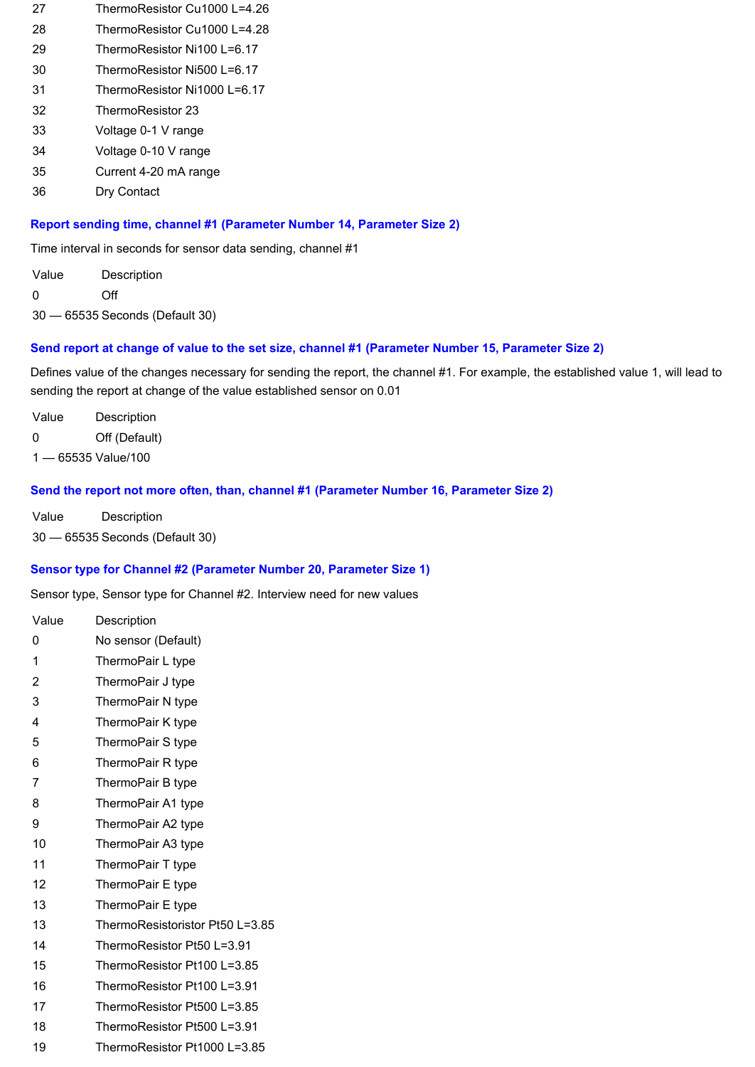| Value | Description |
| --- | --- |
| 27 | ThermoResistor Cu1000 L=4.26 |
| 28 | ThermoResistor Cu1000 L=4.28 |
| 29 | ThermoResistor Ni100 L=6.17 |
| 30 | ThermoResistor Ni500 L=6.17 |
| 31 | ThermoResistor Ni1000 L=6.17 |
| 32 | ThermoResistor 23 |
| 33 | Voltage 0-1 V range |
| 34 | Voltage 0-10 V range |
| 35 | Current 4-20 mA range |
| 36 | Dry Contact |

### Report sending time, channel #1 (Parameter Number 14, Parameter Size 2)

Time interval in seconds for sensor data sending, channel #1

| Value | Description |
| --- | --- |
| 0 | Off |
| 30 — 65535 | Seconds (Default 30) |

### Send report at change of value to the set size, channel #1 (Parameter Number 15, Parameter Size 2)

Defines value of the changes necessary for sending the report, the channel #1. For example, the established value 1, will lead to sending the report at change of the value established sensor on 0.01

| Value | Description |
| --- | --- |
| 0 | Off (Default) |
| 1 — 65535 | Value/100 |

### Send the report not more often, than, channel #1 (Parameter Number 16, Parameter Size 2)

| Value | Description |
| --- | --- |
| 30 — 65535 | Seconds (Default 30) |

### Sensor type for Channel #2 (Parameter Number 20, Parameter Size 1)

Sensor type, Sensor type for Channel #2. Interview need for new values

| Value | Description |
| --- | --- |
| 0 | No sensor (Default) |
| 1 | ThermoPair L type |
| 2 | ThermoPair J type |
| 3 | ThermoPair N type |
| 4 | ThermoPair K type |
| 5 | ThermoPair S type |
| 6 | ThermoPair R type |
| 7 | ThermoPair B type |
| 8 | ThermoPair A1 type |
| 9 | ThermoPair A2 type |
| 10 | ThermoPair A3 type |
| 11 | ThermoPair T type |
| 12 | ThermoPair E type |
| 13 | ThermoPair E type |
| 13 | ThermoResistoristor Pt50 L=3.85 |
| 14 | ThermoResistor Pt50 L=3.91 |
| 15 | ThermoResistor Pt100 L=3.85 |
| 16 | ThermoResistor Pt100 L=3.91 |
| 17 | ThermoResistor Pt500 L=3.85 |
| 18 | ThermoResistor Pt500 L=3.91 |
| 19 | ThermoResistor Pt1000 L=3.85 |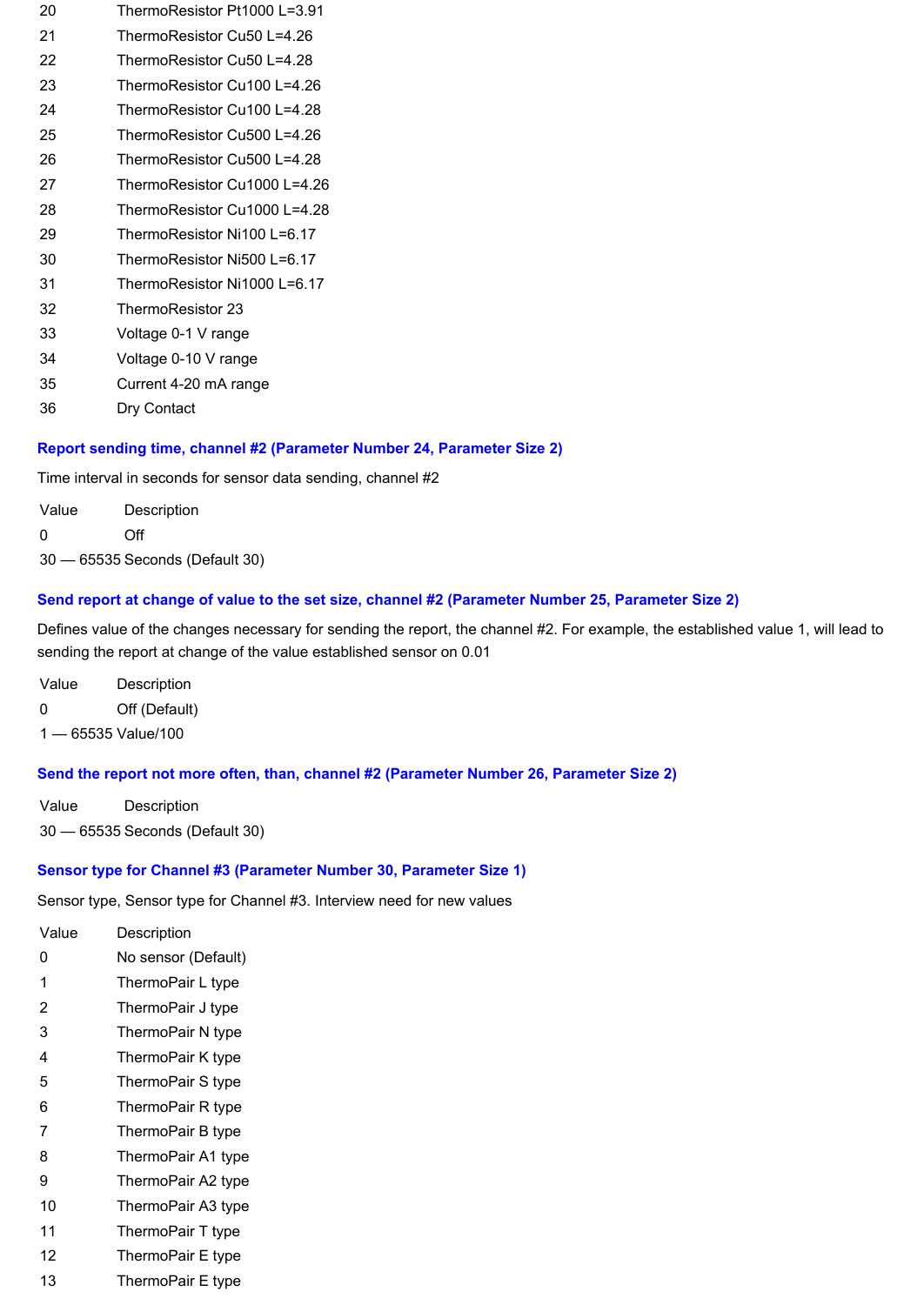| Value | Description |
| --- | --- |
| 20 | ThermoResistor Pt1000 L=3.91 |
| 21 | ThermoResistor Cu50 L=4.26 |
| 22 | ThermoResistor Cu50 L=4.28 |
| 23 | ThermoResistor Cu100 L=4.26 |
| 24 | ThermoResistor Cu100 L=4.28 |
| 25 | ThermoResistor Cu500 L=4.26 |
| 26 | ThermoResistor Cu500 L=4.28 |
| 27 | ThermoResistor Cu1000 L=4.26 |
| 28 | ThermoResistor Cu1000 L=4.28 |
| 29 | ThermoResistor Ni100 L=6.17 |
| 30 | ThermoResistor Ni500 L=6.17 |
| 31 | ThermoResistor Ni1000 L=6.17 |
| 32 | ThermoResistor 23 |
| 33 | Voltage 0-1 V range |
| 34 | Voltage 0-10 V range |
| 35 | Current 4-20 mA range |
| 36 | Dry Contact |

### Report sending time, channel #2 (Parameter Number 24, Parameter Size 2)

Time interval in seconds for sensor data sending, channel #2

| Value | Description |
| --- | --- |
| 0 | Off |
| 30 — 65535 | Seconds (Default 30) |

### Send report at change of value to the set size, channel #2 (Parameter Number 25, Parameter Size 2)

Defines value of the changes necessary for sending the report, the channel #2. For example, the established value 1, will lead to sending the report at change of the value established sensor on 0.01

| Value | Description |
| --- | --- |
| 0 | Off (Default) |
| 1 — 65535 | Value/100 |

### Send the report not more often, than, channel #2 (Parameter Number 26, Parameter Size 2)

| Value | Description |
| --- | --- |
| 30 — 65535 | Seconds (Default 30) |

### Sensor type for Channel #3 (Parameter Number 30, Parameter Size 1)

Sensor type, Sensor type for Channel #3. Interview need for new values

| Value | Description |
| --- | --- |
| 0 | No sensor (Default) |
| 1 | ThermoPair L type |
| 2 | ThermoPair J type |
| 3 | ThermoPair N type |
| 4 | ThermoPair K type |
| 5 | ThermoPair S type |
| 6 | ThermoPair R type |
| 7 | ThermoPair B type |
| 8 | ThermoPair A1 type |
| 9 | ThermoPair A2 type |
| 10 | ThermoPair A3 type |
| 11 | ThermoPair T type |
| 12 | ThermoPair E type |
| 13 | ThermoPair E type |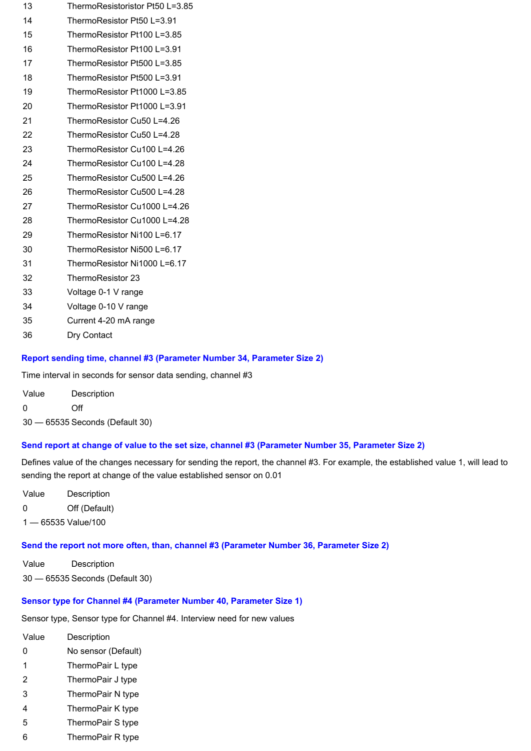| | |
|---|---|
| 13 | ThermoResistoristor Pt50 L=3.85 |
| 14 | ThermoResistor Pt50 L=3.91 |
| 15 | ThermoResistor Pt100 L=3.85 |
| 16 | ThermoResistor Pt100 L=3.91 |
| 17 | ThermoResistor Pt500 L=3.85 |
| 18 | ThermoResistor Pt500 L=3.91 |
| 19 | ThermoResistor Pt1000 L=3.85 |
| 20 | ThermoResistor Pt1000 L=3.91 |
| 21 | ThermoResistor Cu50 L=4.26 |
| 22 | ThermoResistor Cu50 L=4.28 |
| 23 | ThermoResistor Cu100 L=4.26 |
| 24 | ThermoResistor Cu100 L=4.28 |
| 25 | ThermoResistor Cu500 L=4.26 |
| 26 | ThermoResistor Cu500 L=4.28 |
| 27 | ThermoResistor Cu1000 L=4.26 |
| 28 | ThermoResistor Cu1000 L=4.28 |
| 29 | ThermoResistor Ni100 L=6.17 |
| 30 | ThermoResistor Ni500 L=6.17 |
| 31 | ThermoResistor Ni1000 L=6.17 |
| 32 | ThermoResistor 23 |
| 33 | Voltage 0-1 V range |
| 34 | Voltage 0-10 V range |
| 35 | Current 4-20 mA range |
| 36 | Dry Contact |

### Report sending time, channel #3 (Parameter Number 34, Parameter Size 2)

Time interval in seconds for sensor data sending, channel #3

| Value | Description |
|---|---|
| 0 | Off |
| 30 — 65535 | Seconds (Default 30) |

### Send report at change of value to the set size, channel #3 (Parameter Number 35, Parameter Size 2)

Defines value of the changes necessary for sending the report, the channel #3. For example, the established value 1, will lead to sending the report at change of the value established sensor on 0.01

| Value | Description |
|---|---|
| 0 | Off (Default) |
| 1 — 65535 | Value/100 |

### Send the report not more often, than, channel #3 (Parameter Number 36, Parameter Size 2)

| Value | Description |
|---|---|
| 30 — 65535 | Seconds (Default 30) |

### Sensor type for Channel #4 (Parameter Number 40, Parameter Size 1)

Sensor type, Sensor type for Channel #4. Interview need for new values

| Value | Description |
|---|---|
| 0 | No sensor (Default) |
| 1 | ThermoPair L type |
| 2 | ThermoPair J type |
| 3 | ThermoPair N type |
| 4 | ThermoPair K type |
| 5 | ThermoPair S type |
| 6 | ThermoPair R type |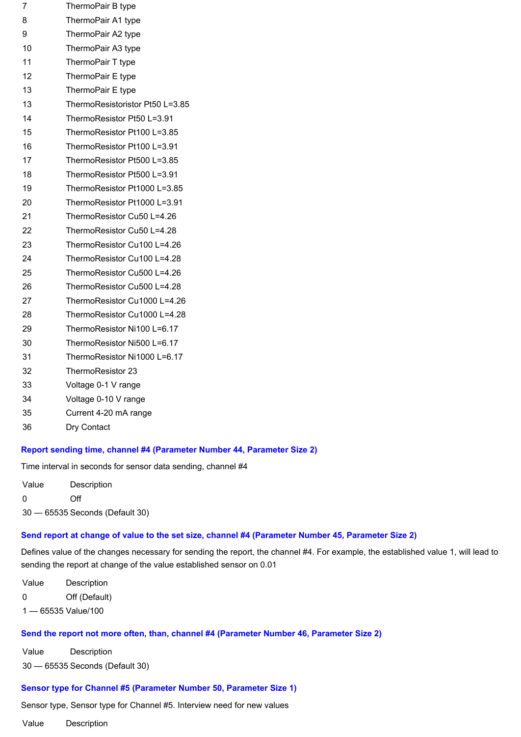| | |
|---|---|
| 7 | ThermoPair B type |
| 8 | ThermoPair A1 type |
| 9 | ThermoPair A2 type |
| 10 | ThermoPair A3 type |
| 11 | ThermoPair T type |
| 12 | ThermoPair E type |
| 13 | ThermoPair E type |
| 13 | ThermoResistoristor Pt50 L=3.85 |
| 14 | ThermoResistor Pt50 L=3.91 |
| 15 | ThermoResistor Pt100 L=3.85 |
| 16 | ThermoResistor Pt100 L=3.91 |
| 17 | ThermoResistor Pt500 L=3.85 |
| 18 | ThermoResistor Pt500 L=3.91 |
| 19 | ThermoResistor Pt1000 L=3.85 |
| 20 | ThermoResistor Pt1000 L=3.91 |
| 21 | ThermoResistor Cu50 L=4.26 |
| 22 | ThermoResistor Cu50 L=4.28 |
| 23 | ThermoResistor Cu100 L=4.26 |
| 24 | ThermoResistor Cu100 L=4.28 |
| 25 | ThermoResistor Cu500 L=4.26 |
| 26 | ThermoResistor Cu500 L=4.28 |
| 27 | ThermoResistor Cu1000 L=4.26 |
| 28 | ThermoResistor Cu1000 L=4.28 |
| 29 | ThermoResistor Ni100 L=6.17 |
| 30 | ThermoResistor Ni500 L=6.17 |
| 31 | ThermoResistor Ni1000 L=6.17 |
| 32 | ThermoResistor 23 |
| 33 | Voltage 0-1 V range |
| 34 | Voltage 0-10 V range |
| 35 | Current 4-20 mA range |
| 36 | Dry Contact |

### Report sending time, channel #4 (Parameter Number 44, Parameter Size 2)

Time interval in seconds for sensor data sending, channel #4

| Value | Description |
|---|---|
| 0 | Off |
| 30 — 65535 | Seconds (Default 30) |

### Send report at change of value to the set size, channel #4 (Parameter Number 45, Parameter Size 2)

Defines value of the changes necessary for sending the report, the channel #4. For example, the established value 1, will lead to sending the report at change of the value established sensor on 0.01

| Value | Description |
|---|---|
| 0 | Off (Default) |
| 1 — 65535 | Value/100 |

### Send the report not more often, than, channel #4 (Parameter Number 46, Parameter Size 2)

| Value | Description |
|---|---|
| 30 — 65535 | Seconds (Default 30) |

### Sensor type for Channel #5 (Parameter Number 50, Parameter Size 1)

Sensor type, Sensor type for Channel #5. Interview need for new values

| Value | Description |
|---|---|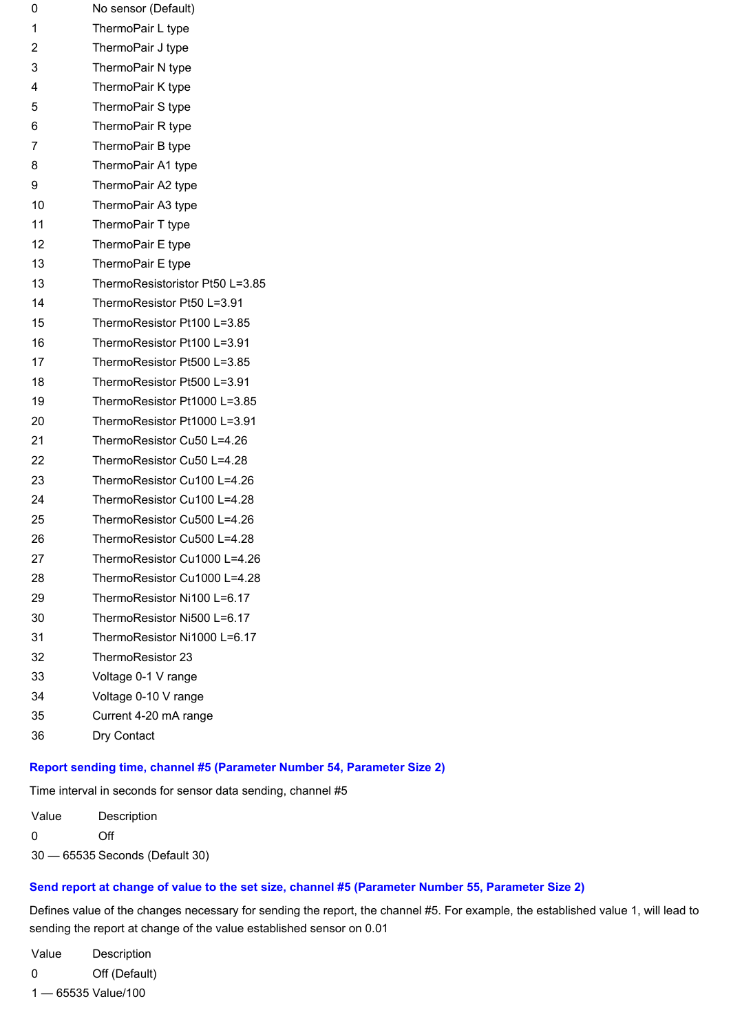| | |
|---|---|
| 0 | No sensor (Default) |
| 1 | ThermoPair L type |
| 2 | ThermoPair J type |
| 3 | ThermoPair N type |
| 4 | ThermoPair K type |
| 5 | ThermoPair S type |
| 6 | ThermoPair R type |
| 7 | ThermoPair B type |
| 8 | ThermoPair A1 type |
| 9 | ThermoPair A2 type |
| 10 | ThermoPair A3 type |
| 11 | ThermoPair T type |
| 12 | ThermoPair E type |
| 13 | ThermoPair E type |
| 13 | ThermoResistoristor Pt50 L=3.85 |
| 14 | ThermoResistor Pt50 L=3.91 |
| 15 | ThermoResistor Pt100 L=3.85 |
| 16 | ThermoResistor Pt100 L=3.91 |
| 17 | ThermoResistor Pt500 L=3.85 |
| 18 | ThermoResistor Pt500 L=3.91 |
| 19 | ThermoResistor Pt1000 L=3.85 |
| 20 | ThermoResistor Pt1000 L=3.91 |
| 21 | ThermoResistor Cu50 L=4.26 |
| 22 | ThermoResistor Cu50 L=4.28 |
| 23 | ThermoResistor Cu100 L=4.26 |
| 24 | ThermoResistor Cu100 L=4.28 |
| 25 | ThermoResistor Cu500 L=4.26 |
| 26 | ThermoResistor Cu500 L=4.28 |
| 27 | ThermoResistor Cu1000 L=4.26 |
| 28 | ThermoResistor Cu1000 L=4.28 |
| 29 | ThermoResistor Ni100 L=6.17 |
| 30 | ThermoResistor Ni500 L=6.17 |
| 31 | ThermoResistor Ni1000 L=6.17 |
| 32 | ThermoResistor 23 |
| 33 | Voltage 0-1 V range |
| 34 | Voltage 0-10 V range |
| 35 | Current 4-20 mA range |
| 36 | Dry Contact |

### Report sending time, channel #5 (Parameter Number 54, Parameter Size 2)

Time interval in seconds for sensor data sending, channel #5

| Value | Description |
|---|---|
| 0 | Off |
| 30 — 65535 | Seconds (Default 30) |

### Send report at change of value to the set size, channel #5 (Parameter Number 55, Parameter Size 2)

Defines value of the changes necessary for sending the report, the channel #5. For example, the established value 1, will lead to sending the report at change of the value established sensor on 0.01

| Value | Description |
|---|---|
| 0 | Off (Default) |
| 1 — 65535 | Value/100 |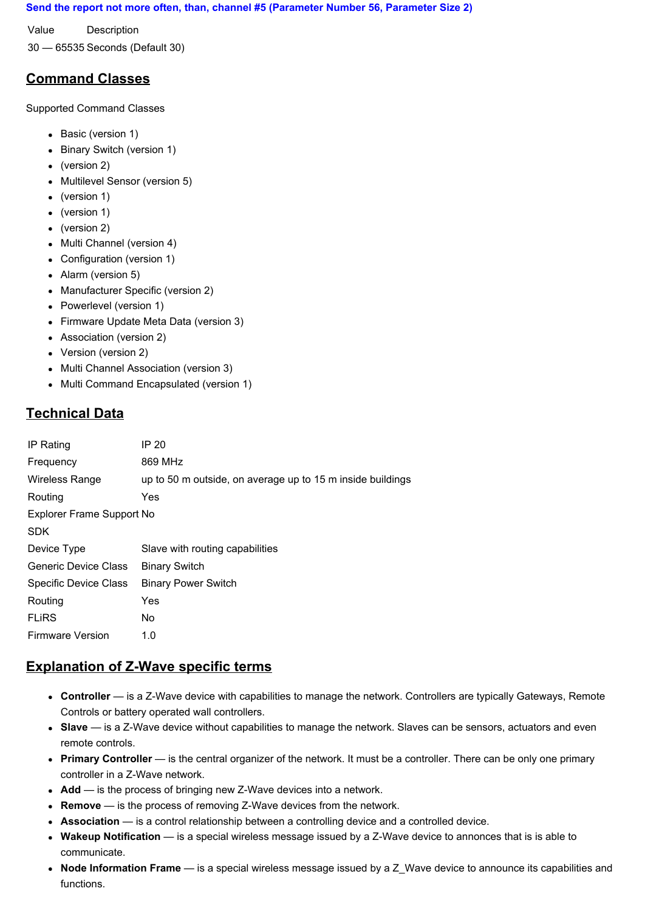**Send the report not more often, than, channel #5 (Parameter Number 56, Parameter Size 2)**

| Value | Description |
|---|---|
| 30 — 65535 | Seconds (Default 30) |

## Command Classes

Supported Command Classes

- Basic (version 1)
- Binary Switch (version 1)
- (version 2)
- Multilevel Sensor (version 5)
- (version 1)
- (version 1)
- (version 2)
- Multi Channel (version 4)
- Configuration (version 1)
- Alarm (version 5)
- Manufacturer Specific (version 2)
- Powerlevel (version 1)
- Firmware Update Meta Data (version 3)
- Association (version 2)
- Version (version 2)
- Multi Channel Association (version 3)
- Multi Command Encapsulated (version 1)

## Technical Data

| | |
|---|---|
| IP Rating | IP 20 |
| Frequency | 869 MHz |
| Wireless Range | up to 50 m outside, on average up to 15 m inside buildings |
| Routing | Yes |
| Explorer Frame Support | No |
| SDK | |
| Device Type | Slave with routing capabilities |
| Generic Device Class | Binary Switch |
| Specific Device Class | Binary Power Switch |
| Routing | Yes |
| FLiRS | No |
| Firmware Version | 1.0 |

## Explanation of Z-Wave specific terms

- **Controller** — is a Z-Wave device with capabilities to manage the network. Controllers are typically Gateways, Remote Controls or battery operated wall controllers.
- **Slave** — is a Z-Wave device without capabilities to manage the network. Slaves can be sensors, actuators and even remote controls.
- **Primary Controller** — is the central organizer of the network. It must be a controller. There can be only one primary controller in a Z-Wave network.
- **Add** — is the process of bringing new Z-Wave devices into a network.
- **Remove** — is the process of removing Z-Wave devices from the network.
- **Association** — is a control relationship between a controlling device and a controlled device.
- **Wakeup Notification** — is a special wireless message issued by a Z-Wave device to annonces that is is able to communicate.
- **Node Information Frame** — is a special wireless message issued by a Z_Wave device to announce its capabilities and functions.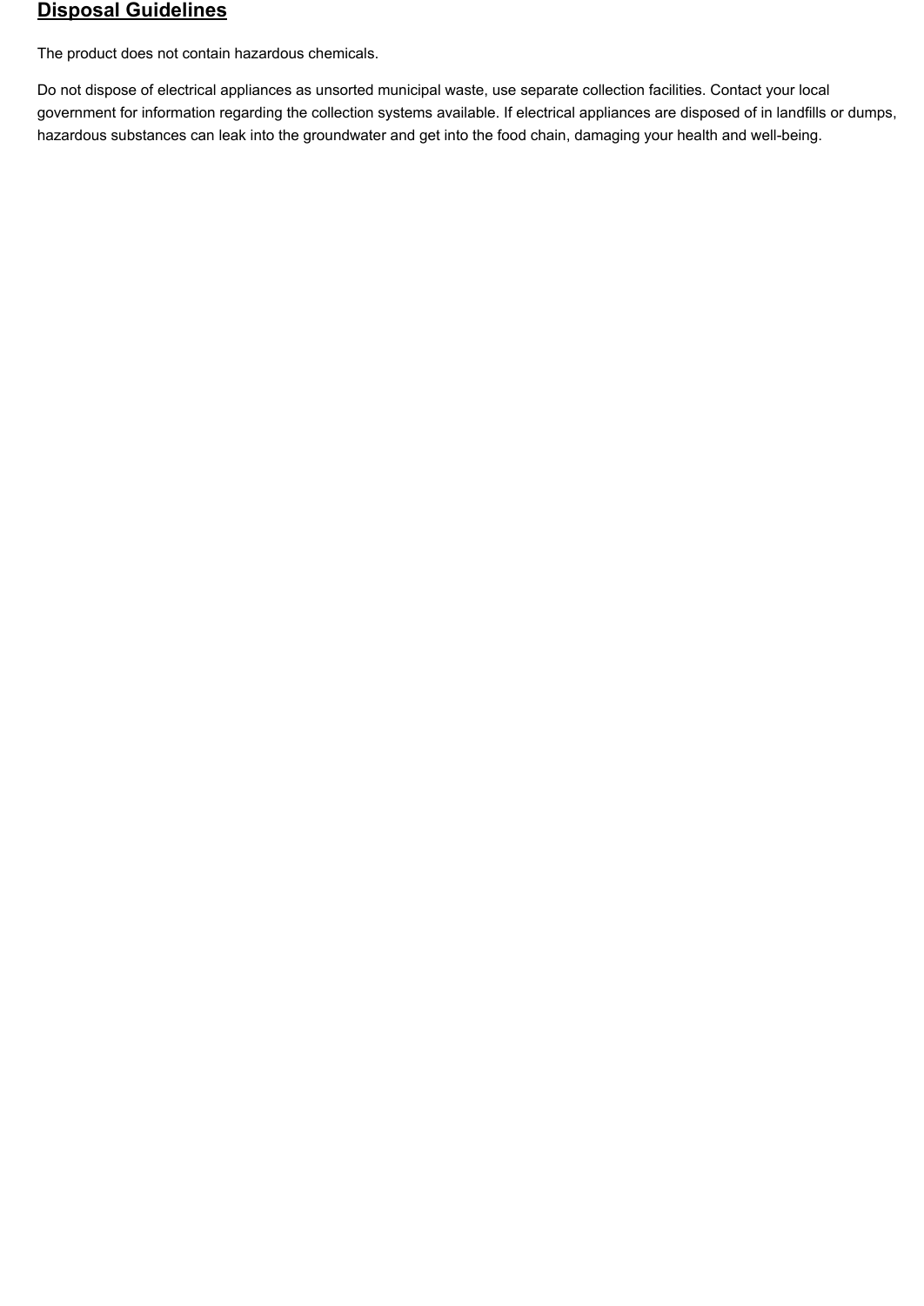## Disposal Guidelines

The product does not contain hazardous chemicals.

Do not dispose of electrical appliances as unsorted municipal waste, use separate collection facilities. Contact your local government for information regarding the collection systems available. If electrical appliances are disposed of in landfills or dumps, hazardous substances can leak into the groundwater and get into the food chain, damaging your health and well-being.